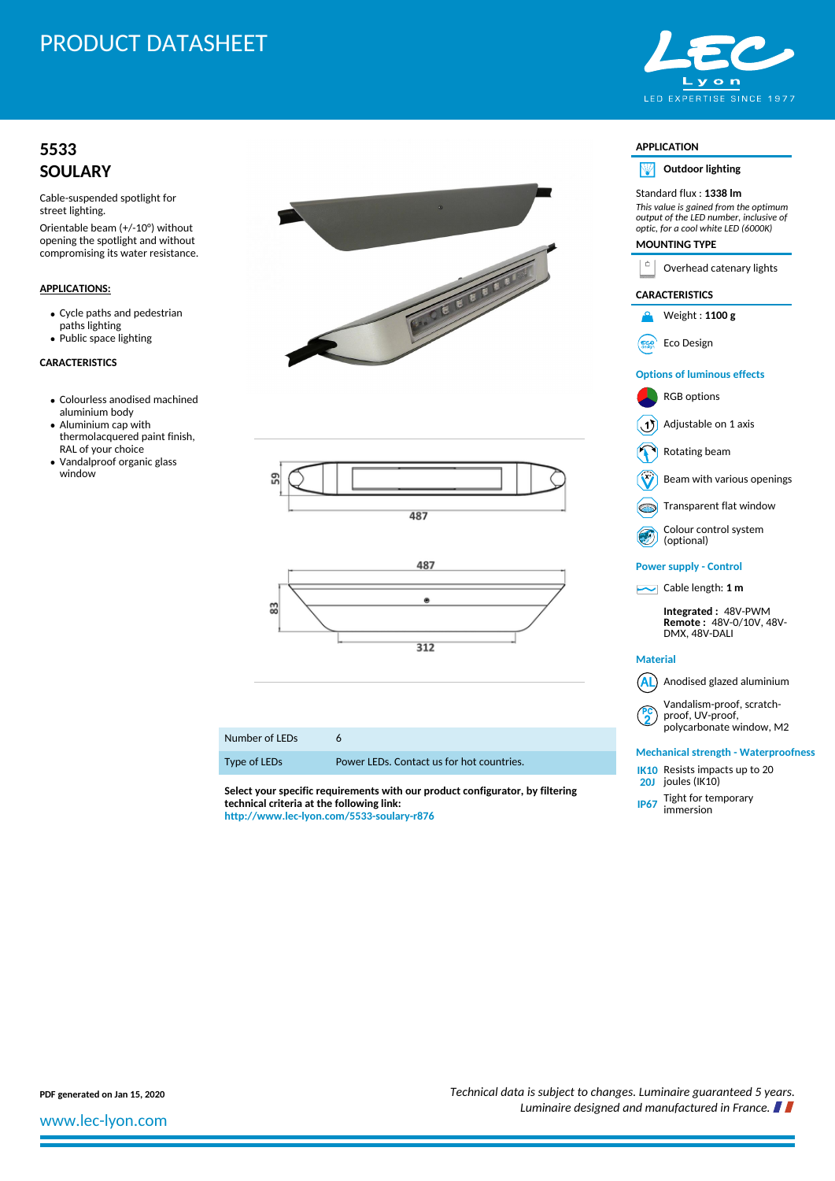# PRODUCT DATASHEET

LEC Lyon
LED EXPERTISE SINCE 1977

## 5533
## SOULARY

Cable-suspended spotlight for street lighting.

Orientable beam (+/-10°) without opening the spotlight and without compromising its water resistance.

**APPLICATIONS:**

- Cycle paths and pedestrian paths lighting
- Public space lighting

**CARACTERISTICS**

- Colourless anodised machined aluminium body
- Aluminium cap with thermolacquered paint finish, RAL of your choice
- Vandalproof organic glass window

59
487

487
83
312

| | |
|---|---|
| Number of LEDs | 6 |
| Type of LEDs | Power LEDs. Contact us for hot countries. |

**Select your specific requirements with our product configurator, by filtering technical criteria at the following link:**
**http://www.lec-lyon.com/5533-soulary-r876**

### APPLICATION

**Outdoor lighting**

Standard flux : **1338 lm**

*This value is gained from the optimum output of the LED number, inclusive of optic, for a cool white LED (6000K)*

### MOUNTING TYPE

Overhead catenary lights

### CARACTERISTICS

Weight : **1100 g**

Eco Design

### Options of luminous effects

RGB options

Adjustable on 1 axis

Rotating beam

Beam with various openings

Transparent flat window

Colour control system (optional)

### Power supply - Control

Cable length: **1 m**

**Integrated :** 48V-PWM
**Remote :** 48V-0/10V, 48V-DMX, 48V-DALI

### Material

Anodised glazed aluminium

Vandalism-proof, scratch-proof, UV-proof, polycarbonate window, M2

### Mechanical strength - Waterproofness

IK10 20J — Resists impacts up to 20 joules (IK10)

IP67 — Tight for temporary immersion

**PDF generated on Jan 15, 2020**

www.lec-lyon.com

*Technical data is subject to changes. Luminaire guaranteed 5 years.*
*Luminaire designed and manufactured in France.*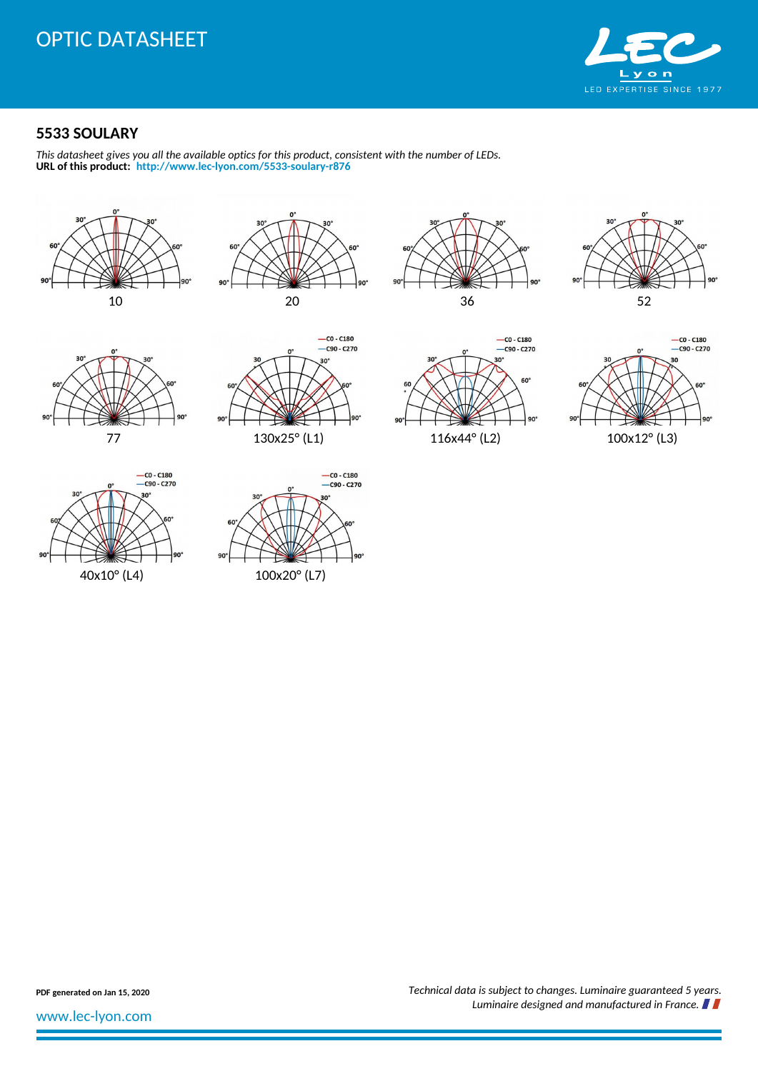OPTIC DATASHEET

## 5533 SOULARY

*This datasheet gives you all the available optics for this product, consistent with the number of LEDs.*
**URL of this product:** **http://www.lec-lyon.com/5533-soulary-r876**

10

20

36

52

77

130x25° (L1)

116x44° (L2)

100x12° (L3)

40x10° (L4)

100x20° (L7)

C0 - C180
C90 - C270

**PDF generated on Jan 15, 2020**

*Technical data is subject to changes. Luminaire guaranteed 5 years.*
*Luminaire designed and manufactured in France.*

www.lec-lyon.com